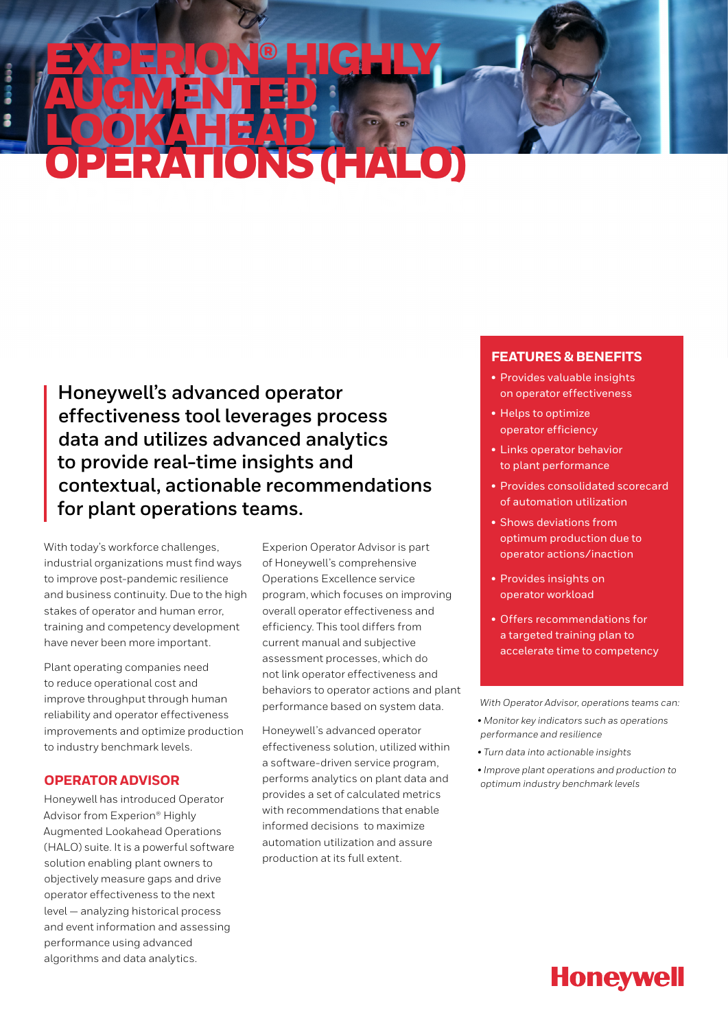# EXPERION® HIGHLY AUGMENTED LOOKAHEAD OPERATIONS (HALO)

**Honeywell's advanced operator effectiveness tool leverages process data and utilizes advanced analytics to provide real-time insights and contextual, actionable recommendations for plant operations teams.**

With today's workforce challenges, industrial organizations must find ways to improve post-pandemic resilience and business continuity. Due to the high stakes of operator and human error, training and competency development have never been more important.

Plant operating companies need to reduce operational cost and improve throughput through human reliability and operator effectiveness improvements and optimize production to industry benchmark levels.

## OPERATOR ADVISOR

Honeywell has introduced Operator Advisor from Experion® Highly Augmented Lookahead Operations (HALO) suite. It is a powerful software solution enabling plant owners to objectively measure gaps and drive operator effectiveness to the next level — analyzing historical process and event information and assessing performance using advanced algorithms and data analytics.

Experion Operator Advisor is part of Honeywell's comprehensive Operations Excellence service program, which focuses on improving overall operator effectiveness and efficiency. This tool differs from current manual and subjective assessment processes, which do not link operator effectiveness and behaviors to operator actions and plant performance based on system data.

Honeywell's advanced operator effectiveness solution, utilized within a software-driven service program, performs analytics on plant data and provides a set of calculated metrics with recommendations that enable informed decisions to maximize automation utilization and assure production at its full extent.

## FEATURES & BENEFITS

- Provides valuable insights on operator effectiveness
- Helps to optimize operator efficiency
- Links operator behavior to plant performance
- Provides consolidated scorecard of automation utilization
- Shows deviations from optimum production due to operator actions/inaction
- Provides insights on operator workload
- Offers recommendations for a targeted training plan to accelerate time to competency

*With Operator Advisor, operations teams can:*

- *Monitor key indicators such as operations performance and resilience*
- *Turn data into actionable insights*
- *Improve plant operations and production to optimum industry benchmark levels*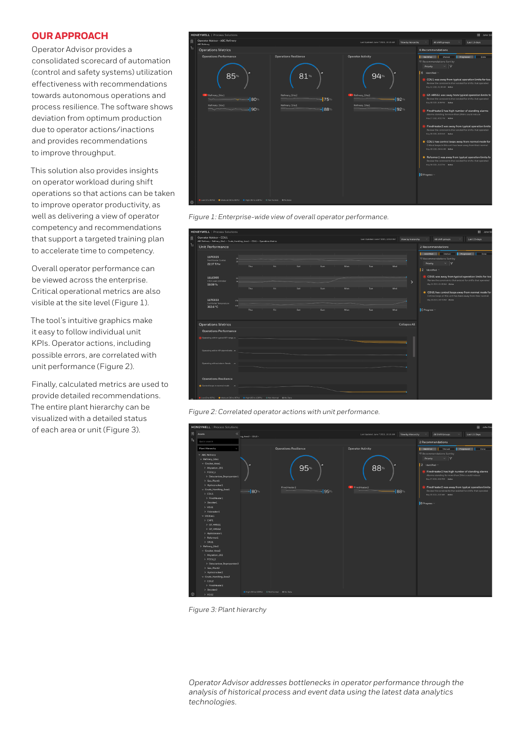## OUR APPROACH

Operator Advisor provides a consolidated scorecard of automation (control and safety systems) utilization effectiveness with recommendations towards autonomous operations and process resilience. The software shows deviation from optimum production due to operator actions/inactions and provides recommendations to improve throughput.

This solution also provides insights on operator workload during shift operations so that actions can be taken to improve operator productivity, as well as delivering a view of operator competency and recommendations that support a targeted training plan to accelerate time to competency.

Overall operator performance can be viewed across the enterprise. Critical operational metrics are also visible at the site level (Figure 1).

The tool's intuitive graphics make it easy to follow individual unit KPIs. Operator actions, including possible errors, are correlated with unit performance (Figure 2).

Finally, calculated metrics are used to provide detailed recommendations. The entire plant hierarchy can be visualized with a detailed status of each area or unit (Figure 3).

*Figure 1: Enterprise-wide view of overall operator performance.*

*Figure 2: Correlated operator actions with unit performance.*

*Figure 3: Plant hierarchy*

*Operator Advisor addresses bottlenecks in operator performance through the analysis of historical process and event data using the latest data analytics technologies.*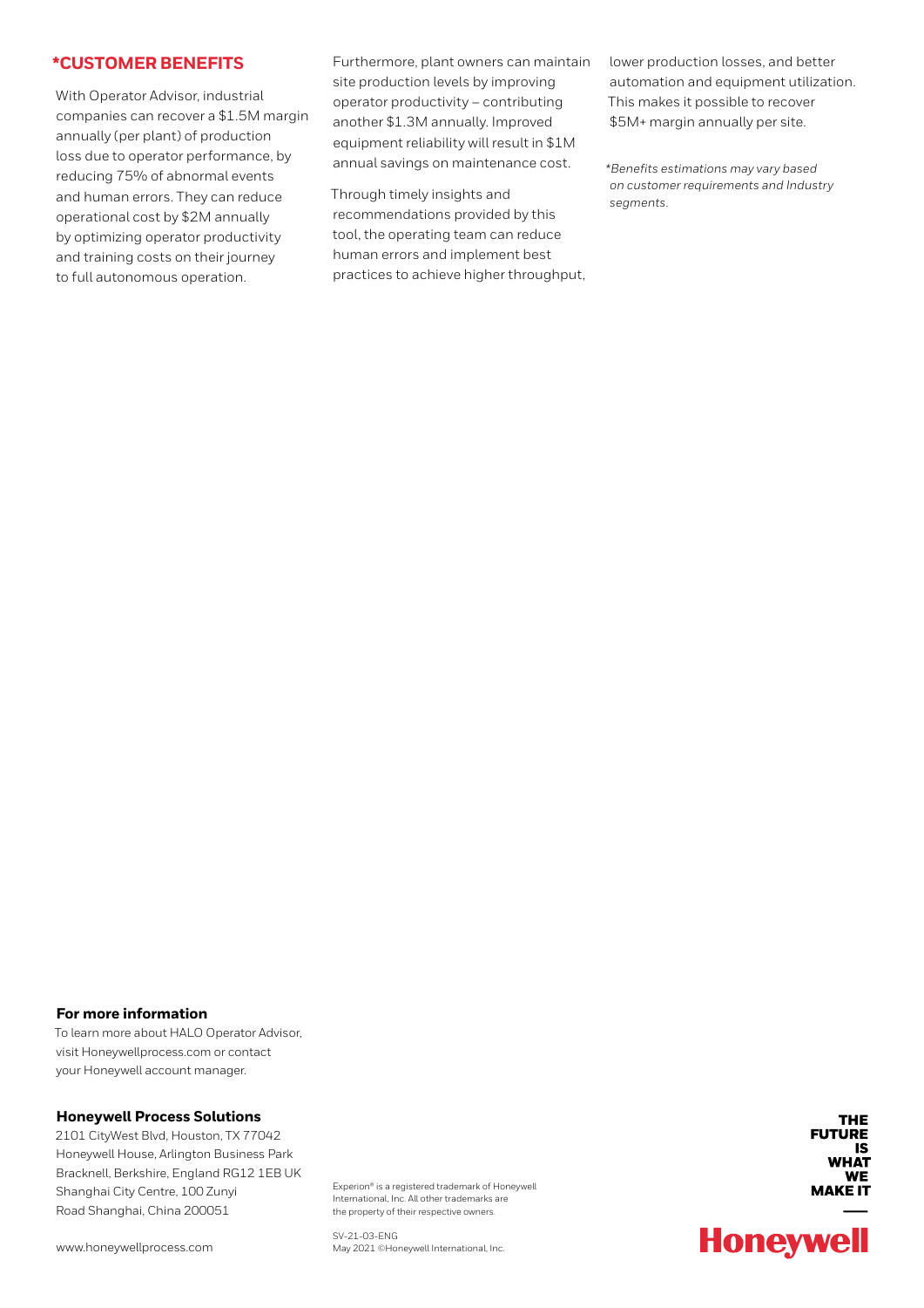## *CUSTOMER BENEFITS

With Operator Advisor, industrial companies can recover a $1.5M margin annually (per plant) of production loss due to operator performance, by reducing 75% of abnormal events and human errors. They can reduce operational cost by $2M annually by optimizing operator productivity and training costs on their journey to full autonomous operation.

Furthermore, plant owners can maintain site production levels by improving operator productivity – contributing another $1.3M annually. Improved equipment reliability will result in $1M annual savings on maintenance cost.

Through timely insights and recommendations provided by this tool, the operating team can reduce human errors and implement best practices to achieve higher throughput, lower production losses, and better automation and equipment utilization. This makes it possible to recover $5M+ margin annually per site.

*\*Benefits estimations may vary based on customer requirements and Industry segments.*

**For more information**

To learn more about HALO Operator Advisor, visit Honeywellprocess.com or contact your Honeywell account manager.

**Honeywell Process Solutions**

2101 CityWest Blvd, Houston, TX 77042
Honeywell House, Arlington Business Park Bracknell, Berkshire, England RG12 1EB UK
Shanghai City Centre, 100 Zunyi Road Shanghai, China 200051

www.honeywellprocess.com

Experion® is a registered trademark of Honeywell International, Inc. All other trademarks are the property of their respective owners.

SV-21-03-ENG
May 2021 ©Honeywell International, Inc.

THE FUTURE IS WHAT WE MAKE IT

Honeywell